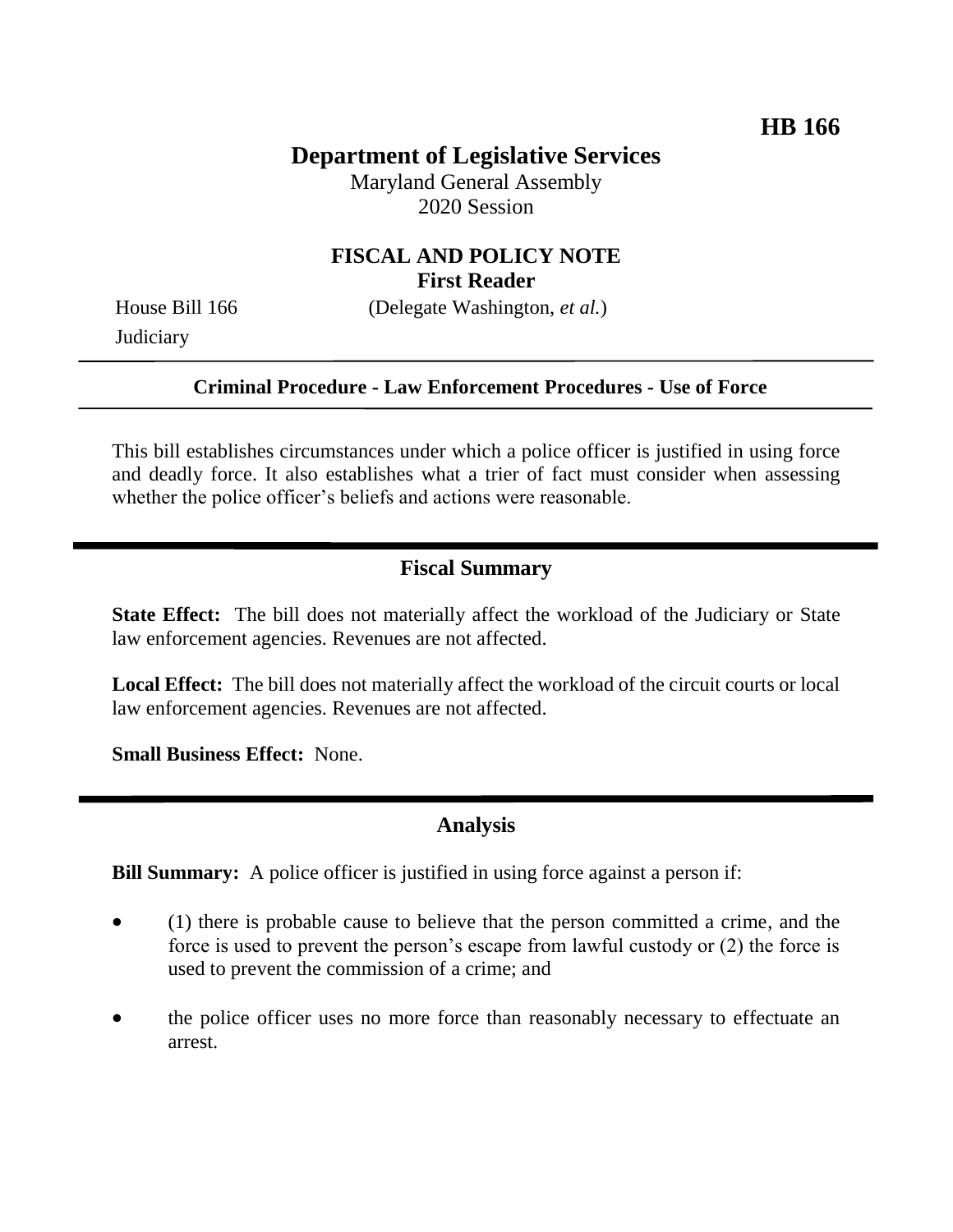**HB 166**

# Department of Legislative Services

Maryland General Assembly
2020 Session

## FISCAL AND POLICY NOTE
**First Reader**

House Bill 166 (Delegate Washington, *et al.*)
Judiciary

---

**Criminal Procedure - Law Enforcement Procedures - Use of Force**

---

This bill establishes circumstances under which a police officer is justified in using force and deadly force. It also establishes what a trier of fact must consider when assessing whether the police officer's beliefs and actions were reasonable.

## Fiscal Summary

**State Effect:** The bill does not materially affect the workload of the Judiciary or State law enforcement agencies. Revenues are not affected.

**Local Effect:** The bill does not materially affect the workload of the circuit courts or local law enforcement agencies. Revenues are not affected.

**Small Business Effect:** None.

## Analysis

**Bill Summary:** A police officer is justified in using force against a person if:

- (1) there is probable cause to believe that the person committed a crime, and the force is used to prevent the person's escape from lawful custody or (2) the force is used to prevent the commission of a crime; and
- the police officer uses no more force than reasonably necessary to effectuate an arrest.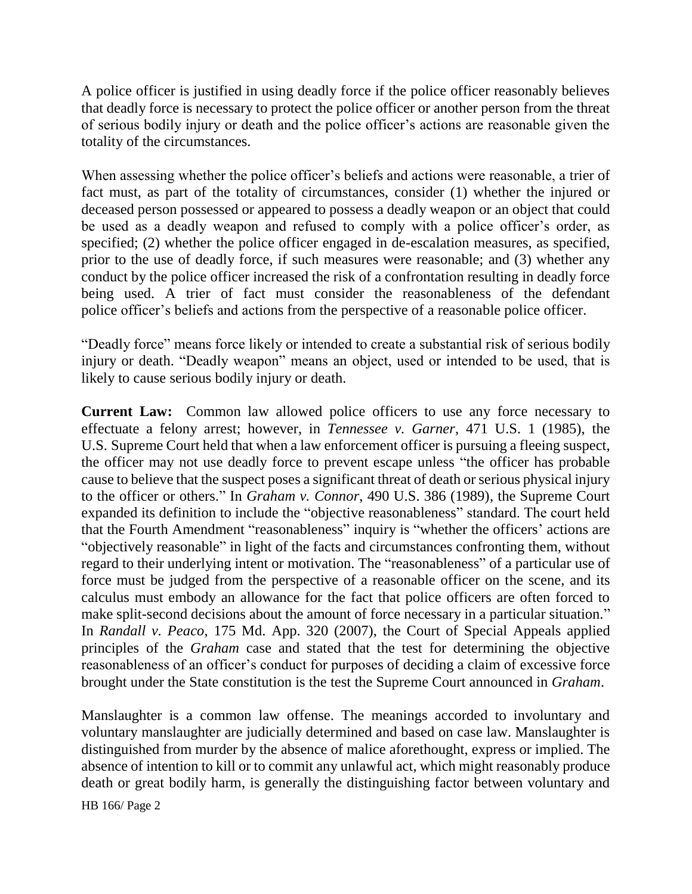A police officer is justified in using deadly force if the police officer reasonably believes that deadly force is necessary to protect the police officer or another person from the threat of serious bodily injury or death and the police officer's actions are reasonable given the totality of the circumstances.

When assessing whether the police officer's beliefs and actions were reasonable, a trier of fact must, as part of the totality of circumstances, consider (1) whether the injured or deceased person possessed or appeared to possess a deadly weapon or an object that could be used as a deadly weapon and refused to comply with a police officer's order, as specified; (2) whether the police officer engaged in de-escalation measures, as specified, prior to the use of deadly force, if such measures were reasonable; and (3) whether any conduct by the police officer increased the risk of a confrontation resulting in deadly force being used. A trier of fact must consider the reasonableness of the defendant police officer's beliefs and actions from the perspective of a reasonable police officer.

"Deadly force" means force likely or intended to create a substantial risk of serious bodily injury or death. "Deadly weapon" means an object, used or intended to be used, that is likely to cause serious bodily injury or death.

**Current Law:** Common law allowed police officers to use any force necessary to effectuate a felony arrest; however, in *Tennessee v. Garner*, 471 U.S. 1 (1985), the U.S. Supreme Court held that when a law enforcement officer is pursuing a fleeing suspect, the officer may not use deadly force to prevent escape unless "the officer has probable cause to believe that the suspect poses a significant threat of death or serious physical injury to the officer or others." In *Graham v. Connor*, 490 U.S. 386 (1989), the Supreme Court expanded its definition to include the "objective reasonableness" standard. The court held that the Fourth Amendment "reasonableness" inquiry is "whether the officers' actions are "objectively reasonable" in light of the facts and circumstances confronting them, without regard to their underlying intent or motivation. The "reasonableness" of a particular use of force must be judged from the perspective of a reasonable officer on the scene, and its calculus must embody an allowance for the fact that police officers are often forced to make split-second decisions about the amount of force necessary in a particular situation." In *Randall v. Peaco*, 175 Md. App. 320 (2007), the Court of Special Appeals applied principles of the *Graham* case and stated that the test for determining the objective reasonableness of an officer's conduct for purposes of deciding a claim of excessive force brought under the State constitution is the test the Supreme Court announced in *Graham*.

Manslaughter is a common law offense. The meanings accorded to involuntary and voluntary manslaughter are judicially determined and based on case law. Manslaughter is distinguished from murder by the absence of malice aforethought, express or implied. The absence of intention to kill or to commit any unlawful act, which might reasonably produce death or great bodily harm, is generally the distinguishing factor between voluntary and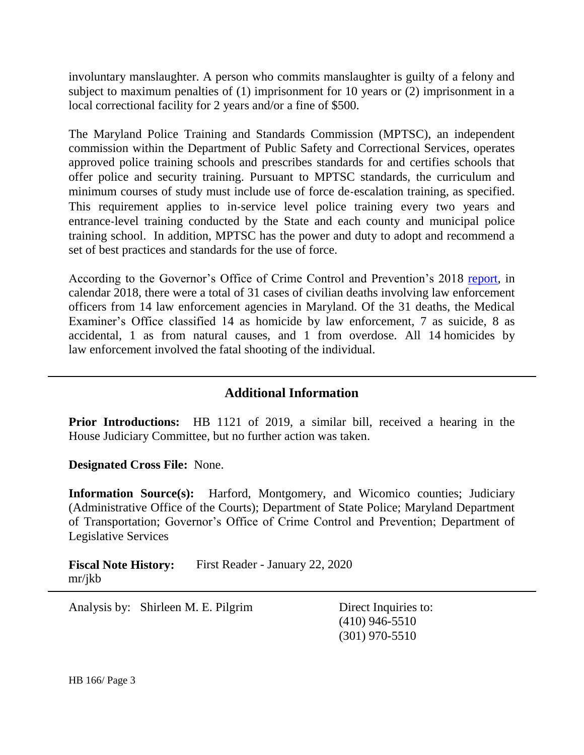involuntary manslaughter. A person who commits manslaughter is guilty of a felony and subject to maximum penalties of (1) imprisonment for 10 years or (2) imprisonment in a local correctional facility for 2 years and/or a fine of $500.

The Maryland Police Training and Standards Commission (MPTSC), an independent commission within the Department of Public Safety and Correctional Services, operates approved police training schools and prescribes standards for and certifies schools that offer police and security training. Pursuant to MPTSC standards, the curriculum and minimum courses of study must include use of force de-escalation training, as specified. This requirement applies to in-service level police training every two years and entrance-level training conducted by the State and each county and municipal police training school. In addition, MPTSC has the power and duty to adopt and recommend a set of best practices and standards for the use of force.

According to the Governor's Office of Crime Control and Prevention's 2018 report, in calendar 2018, there were a total of 31 cases of civilian deaths involving law enforcement officers from 14 law enforcement agencies in Maryland. Of the 31 deaths, the Medical Examiner's Office classified 14 as homicide by law enforcement, 7 as suicide, 8 as accidental, 1 as from natural causes, and 1 from overdose. All 14 homicides by law enforcement involved the fatal shooting of the individual.

## Additional Information

**Prior Introductions:** HB 1121 of 2019, a similar bill, received a hearing in the House Judiciary Committee, but no further action was taken.

**Designated Cross File:** None.

**Information Source(s):** Harford, Montgomery, and Wicomico counties; Judiciary (Administrative Office of the Courts); Department of State Police; Maryland Department of Transportation; Governor's Office of Crime Control and Prevention; Department of Legislative Services

**Fiscal Note History:** First Reader - January 22, 2020
mr/jkb

Analysis by: Shirleen M. E. Pilgrim

Direct Inquiries to:
(410) 946-5510
(301) 970-5510